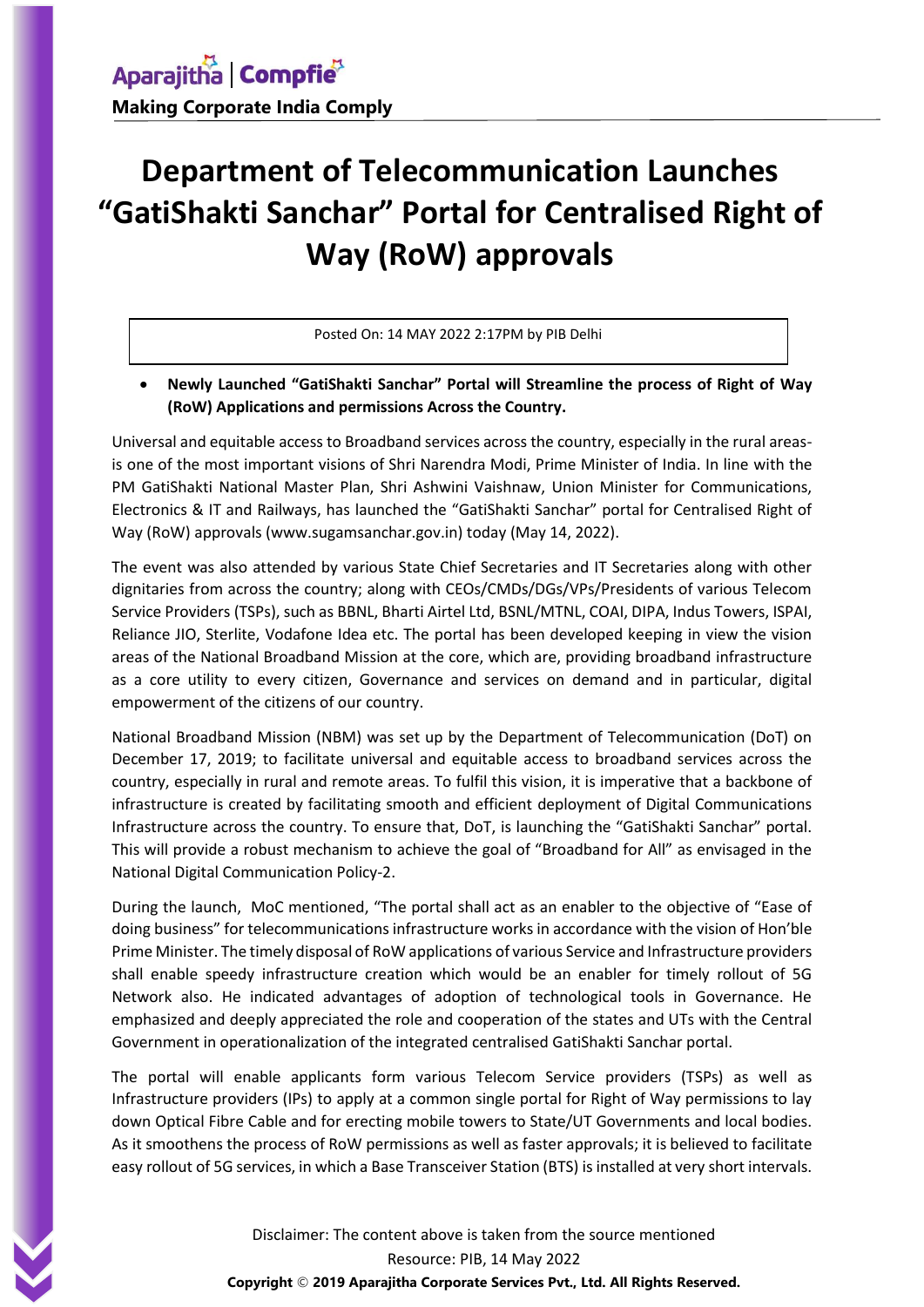# Department of Telecommunication Launches "GatiShakti Sanchar" Portal for Centralised Right of Way (RoW) approvals

Posted On: 14 MAY 2022 2:17PM by PIB Delhi

- **Newly Launched "GatiShakti Sanchar" Portal will Streamline the process of Right of Way (RoW) Applications and permissions Across the Country.**

Universal and equitable access to Broadband services across the country, especially in the rural areas- is one of the most important visions of Shri Narendra Modi, Prime Minister of India. In line with the PM GatiShakti National Master Plan, Shri Ashwini Vaishnaw, Union Minister for Communications, Electronics & IT and Railways, has launched the "GatiShakti Sanchar" portal for Centralised Right of Way (RoW) approvals (www.sugamsanchar.gov.in) today (May 14, 2022).

The event was also attended by various State Chief Secretaries and IT Secretaries along with other dignitaries from across the country; along with CEOs/CMDs/DGs/VPs/Presidents of various Telecom Service Providers (TSPs), such as BBNL, Bharti Airtel Ltd, BSNL/MTNL, COAI, DIPA, Indus Towers, ISPAI, Reliance JIO, Sterlite, Vodafone Idea etc. The portal has been developed keeping in view the vision areas of the National Broadband Mission at the core, which are, providing broadband infrastructure as a core utility to every citizen, Governance and services on demand and in particular, digital empowerment of the citizens of our country.

National Broadband Mission (NBM) was set up by the Department of Telecommunication (DoT) on December 17, 2019; to facilitate universal and equitable access to broadband services across the country, especially in rural and remote areas. To fulfil this vision, it is imperative that a backbone of infrastructure is created by facilitating smooth and efficient deployment of Digital Communications Infrastructure across the country. To ensure that, DoT, is launching the "GatiShakti Sanchar" portal. This will provide a robust mechanism to achieve the goal of "Broadband for All" as envisaged in the National Digital Communication Policy-2.

During the launch, MoC mentioned, "The portal shall act as an enabler to the objective of "Ease of doing business" for telecommunications infrastructure works in accordance with the vision of Hon'ble Prime Minister. The timely disposal of RoW applications of various Service and Infrastructure providers shall enable speedy infrastructure creation which would be an enabler for timely rollout of 5G Network also. He indicated advantages of adoption of technological tools in Governance. He emphasized and deeply appreciated the role and cooperation of the states and UTs with the Central Government in operationalization of the integrated centralised GatiShakti Sanchar portal.

The portal will enable applicants form various Telecom Service providers (TSPs) as well as Infrastructure providers (IPs) to apply at a common single portal for Right of Way permissions to lay down Optical Fibre Cable and for erecting mobile towers to State/UT Governments and local bodies. As it smoothens the process of RoW permissions as well as faster approvals; it is believed to facilitate easy rollout of 5G services, in which a Base Transceiver Station (BTS) is installed at very short intervals.

Disclaimer: The content above is taken from the source mentioned

Resource: PIB, 14 May 2022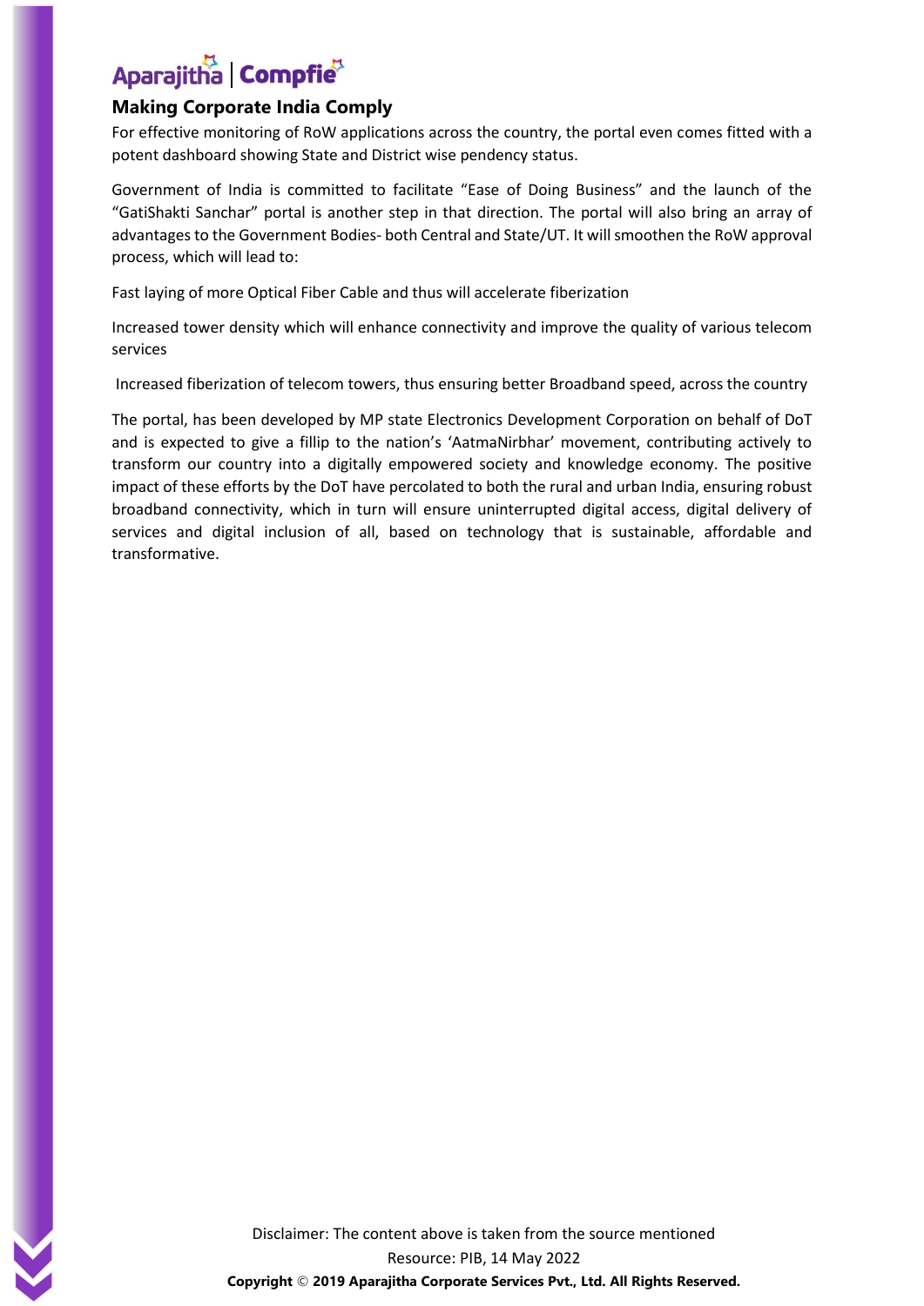For effective monitoring of RoW applications across the country, the portal even comes fitted with a potent dashboard showing State and District wise pendency status.

Government of India is committed to facilitate "Ease of Doing Business" and the launch of the "GatiShakti Sanchar" portal is another step in that direction. The portal will also bring an array of advantages to the Government Bodies- both Central and State/UT. It will smoothen the RoW approval process, which will lead to:

Fast laying of more Optical Fiber Cable and thus will accelerate fiberization

Increased tower density which will enhance connectivity and improve the quality of various telecom services

Increased fiberization of telecom towers, thus ensuring better Broadband speed, across the country

The portal, has been developed by MP state Electronics Development Corporation on behalf of DoT and is expected to give a fillip to the nation's 'AatmaNirbhar' movement, contributing actively to transform our country into a digitally empowered society and knowledge economy. The positive impact of these efforts by the DoT have percolated to both the rural and urban India, ensuring robust broadband connectivity, which in turn will ensure uninterrupted digital access, digital delivery of services and digital inclusion of all, based on technology that is sustainable, affordable and transformative.

Disclaimer: The content above is taken from the source mentioned

Resource: PIB, 14 May 2022